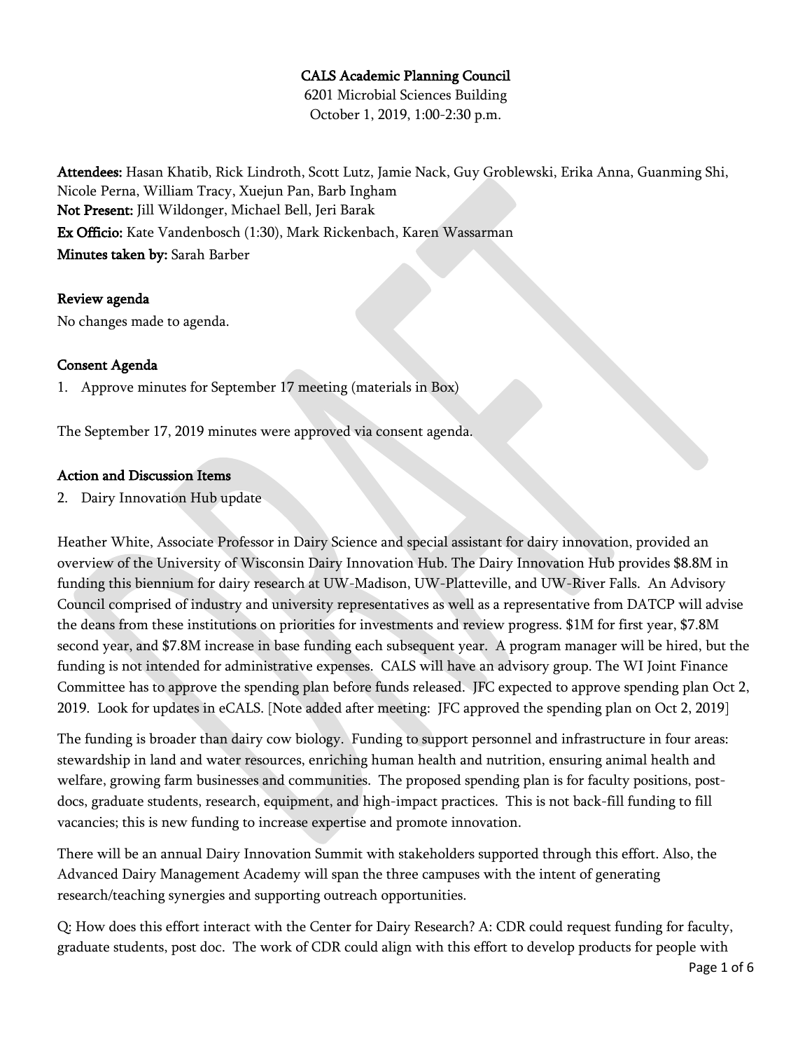# CALS Academic Planning Council

6201 Microbial Sciences Building
October 1, 2019, 1:00-2:30 p.m.

**Attendees:** Hasan Khatib, Rick Lindroth, Scott Lutz, Jamie Nack, Guy Groblewski, Erika Anna, Guanming Shi, Nicole Perna, William Tracy, Xuejun Pan, Barb Ingham
**Not Present:** Jill Wildonger, Michael Bell, Jeri Barak
**Ex Officio:** Kate Vandenbosch (1:30), Mark Rickenbach, Karen Wassarman
**Minutes taken by:** Sarah Barber

## Review agenda

No changes made to agenda.

## Consent Agenda

1. Approve minutes for September 17 meeting (materials in Box)

The September 17, 2019 minutes were approved via consent agenda.

## Action and Discussion Items

2. Dairy Innovation Hub update

Heather White, Associate Professor in Dairy Science and special assistant for dairy innovation, provided an overview of the University of Wisconsin Dairy Innovation Hub. The Dairy Innovation Hub provides $8.8M in funding this biennium for dairy research at UW-Madison, UW-Platteville, and UW-River Falls. An Advisory Council comprised of industry and university representatives as well as a representative from DATCP will advise the deans from these institutions on priorities for investments and review progress. $1M for first year, $7.8M second year, and $7.8M increase in base funding each subsequent year. A program manager will be hired, but the funding is not intended for administrative expenses. CALS will have an advisory group. The WI Joint Finance Committee has to approve the spending plan before funds released. JFC expected to approve spending plan Oct 2, 2019. Look for updates in eCALS. [Note added after meeting: JFC approved the spending plan on Oct 2, 2019]

The funding is broader than dairy cow biology. Funding to support personnel and infrastructure in four areas: stewardship in land and water resources, enriching human health and nutrition, ensuring animal health and welfare, growing farm businesses and communities. The proposed spending plan is for faculty positions, post-docs, graduate students, research, equipment, and high-impact practices. This is not back-fill funding to fill vacancies; this is new funding to increase expertise and promote innovation.

There will be an annual Dairy Innovation Summit with stakeholders supported through this effort. Also, the Advanced Dairy Management Academy will span the three campuses with the intent of generating research/teaching synergies and supporting outreach opportunities.

Q: How does this effort interact with the Center for Dairy Research? A: CDR could request funding for faculty, graduate students, post doc. The work of CDR could align with this effort to develop products for people with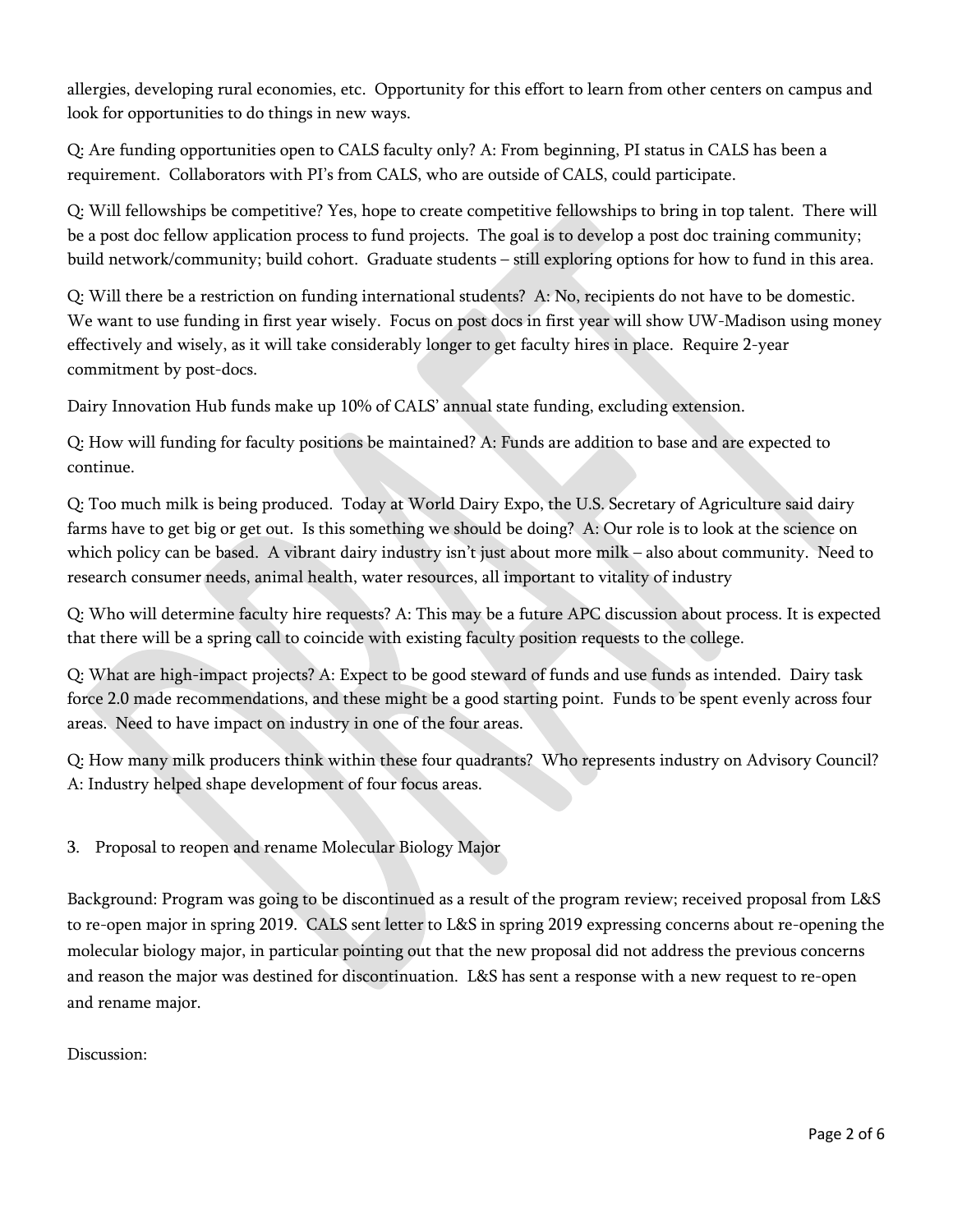allergies, developing rural economies, etc. Opportunity for this effort to learn from other centers on campus and look for opportunities to do things in new ways.

Q: Are funding opportunities open to CALS faculty only? A: From beginning, PI status in CALS has been a requirement. Collaborators with PI's from CALS, who are outside of CALS, could participate.

Q: Will fellowships be competitive? Yes, hope to create competitive fellowships to bring in top talent. There will be a post doc fellow application process to fund projects. The goal is to develop a post doc training community; build network/community; build cohort. Graduate students – still exploring options for how to fund in this area.

Q: Will there be a restriction on funding international students? A: No, recipients do not have to be domestic. We want to use funding in first year wisely. Focus on post docs in first year will show UW-Madison using money effectively and wisely, as it will take considerably longer to get faculty hires in place. Require 2-year commitment by post-docs.

Dairy Innovation Hub funds make up 10% of CALS' annual state funding, excluding extension.

Q: How will funding for faculty positions be maintained? A: Funds are addition to base and are expected to continue.

Q: Too much milk is being produced. Today at World Dairy Expo, the U.S. Secretary of Agriculture said dairy farms have to get big or get out. Is this something we should be doing? A: Our role is to look at the science on which policy can be based. A vibrant dairy industry isn't just about more milk – also about community. Need to research consumer needs, animal health, water resources, all important to vitality of industry

Q: Who will determine faculty hire requests? A: This may be a future APC discussion about process. It is expected that there will be a spring call to coincide with existing faculty position requests to the college.

Q: What are high-impact projects? A: Expect to be good steward of funds and use funds as intended. Dairy task force 2.0 made recommendations, and these might be a good starting point. Funds to be spent evenly across four areas. Need to have impact on industry in one of the four areas.

Q: How many milk producers think within these four quadrants? Who represents industry on Advisory Council? A: Industry helped shape development of four focus areas.

3. Proposal to reopen and rename Molecular Biology Major

Background: Program was going to be discontinued as a result of the program review; received proposal from L&S to re-open major in spring 2019. CALS sent letter to L&S in spring 2019 expressing concerns about re-opening the molecular biology major, in particular pointing out that the new proposal did not address the previous concerns and reason the major was destined for discontinuation. L&S has sent a response with a new request to re-open and rename major.

Discussion: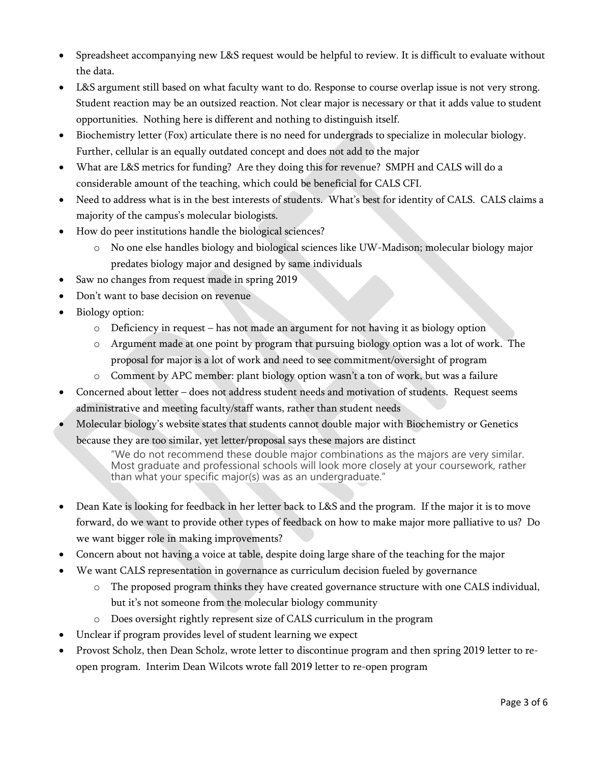- Spreadsheet accompanying new L&S request would be helpful to review. It is difficult to evaluate without the data.
- L&S argument still based on what faculty want to do. Response to course overlap issue is not very strong. Student reaction may be an outsized reaction. Not clear major is necessary or that it adds value to student opportunities. Nothing here is different and nothing to distinguish itself.
- Biochemistry letter (Fox) articulate there is no need for undergrads to specialize in molecular biology. Further, cellular is an equally outdated concept and does not add to the major
- What are L&S metrics for funding? Are they doing this for revenue? SMPH and CALS will do a considerable amount of the teaching, which could be beneficial for CALS CFI.
- Need to address what is in the best interests of students. What's best for identity of CALS. CALS claims a majority of the campus's molecular biologists.
- How do peer institutions handle the biological sciences?
    - No one else handles biology and biological sciences like UW-Madison; molecular biology major predates biology major and designed by same individuals
- Saw no changes from request made in spring 2019
- Don't want to base decision on revenue
- Biology option:
    - Deficiency in request – has not made an argument for not having it as biology option
    - Argument made at one point by program that pursuing biology option was a lot of work. The proposal for major is a lot of work and need to see commitment/oversight of program
    - Comment by APC member: plant biology option wasn't a ton of work, but was a failure
- Concerned about letter – does not address student needs and motivation of students. Request seems administrative and meeting faculty/staff wants, rather than student needs
- Molecular biology's website states that students cannot double major with Biochemistry or Genetics because they are too similar, yet letter/proposal says these majors are distinct

    "We do not recommend these double major combinations as the majors are very similar. Most graduate and professional schools will look more closely at your coursework, rather than what your specific major(s) was as an undergraduate."

- Dean Kate is looking for feedback in her letter back to L&S and the program. If the major it is to move forward, do we want to provide other types of feedback on how to make major more palliative to us? Do we want bigger role in making improvements?
- Concern about not having a voice at table, despite doing large share of the teaching for the major
- We want CALS representation in governance as curriculum decision fueled by governance
    - The proposed program thinks they have created governance structure with one CALS individual, but it's not someone from the molecular biology community
    - Does oversight rightly represent size of CALS curriculum in the program
- Unclear if program provides level of student learning we expect
- Provost Scholz, then Dean Scholz, wrote letter to discontinue program and then spring 2019 letter to re-open program. Interim Dean Wilcots wrote fall 2019 letter to re-open program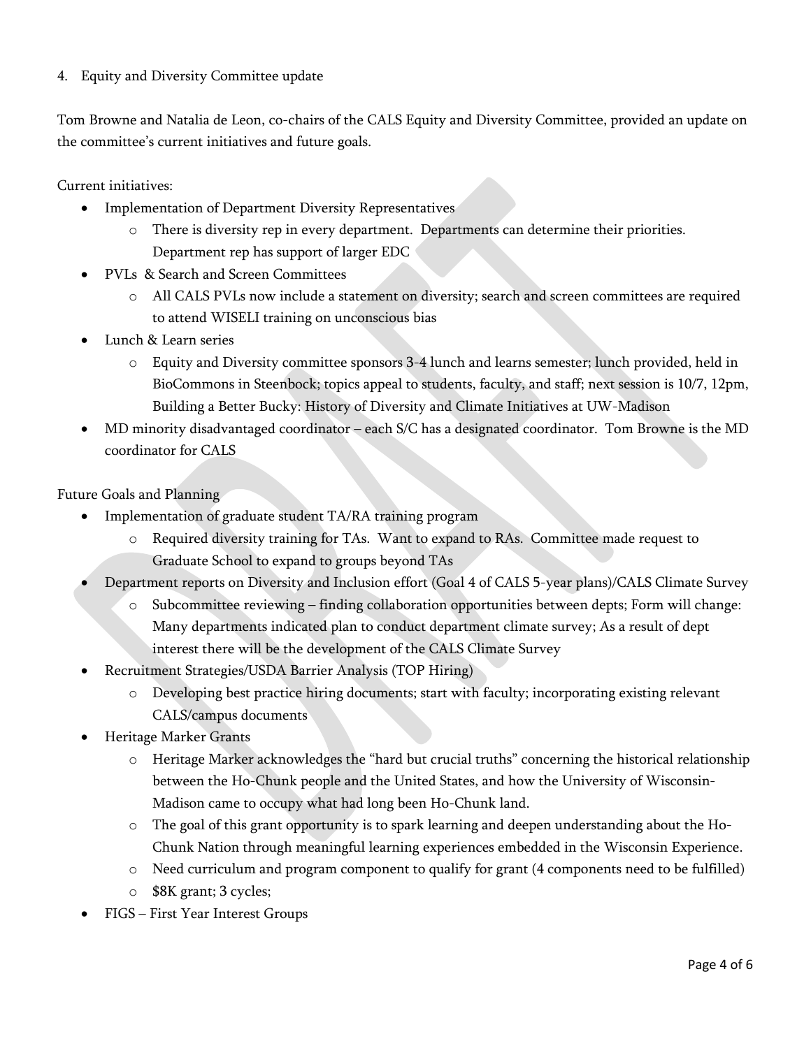4. Equity and Diversity Committee update

Tom Browne and Natalia de Leon, co-chairs of the CALS Equity and Diversity Committee, provided an update on the committee's current initiatives and future goals.

Current initiatives:

- Implementation of Department Diversity Representatives
    - There is diversity rep in every department. Departments can determine their priorities. Department rep has support of larger EDC
- PVLs & Search and Screen Committees
    - All CALS PVLs now include a statement on diversity; search and screen committees are required to attend WISELI training on unconscious bias
- Lunch & Learn series
    - Equity and Diversity committee sponsors 3-4 lunch and learns semester; lunch provided, held in BioCommons in Steenbock; topics appeal to students, faculty, and staff; next session is 10/7, 12pm, Building a Better Bucky: History of Diversity and Climate Initiatives at UW-Madison
- MD minority disadvantaged coordinator – each S/C has a designated coordinator. Tom Browne is the MD coordinator for CALS

Future Goals and Planning

- Implementation of graduate student TA/RA training program
    - Required diversity training for TAs. Want to expand to RAs. Committee made request to Graduate School to expand to groups beyond TAs
- Department reports on Diversity and Inclusion effort (Goal 4 of CALS 5-year plans)/CALS Climate Survey
    - Subcommittee reviewing – finding collaboration opportunities between depts; Form will change: Many departments indicated plan to conduct department climate survey; As a result of dept interest there will be the development of the CALS Climate Survey
- Recruitment Strategies/USDA Barrier Analysis (TOP Hiring)
    - Developing best practice hiring documents; start with faculty; incorporating existing relevant CALS/campus documents
- Heritage Marker Grants
    - Heritage Marker acknowledges the "hard but crucial truths" concerning the historical relationship between the Ho-Chunk people and the United States, and how the University of Wisconsin-Madison came to occupy what had long been Ho-Chunk land.
    - The goal of this grant opportunity is to spark learning and deepen understanding about the Ho-Chunk Nation through meaningful learning experiences embedded in the Wisconsin Experience.
    - Need curriculum and program component to qualify for grant (4 components need to be fulfilled)
    - $8K grant; 3 cycles;
- FIGS – First Year Interest Groups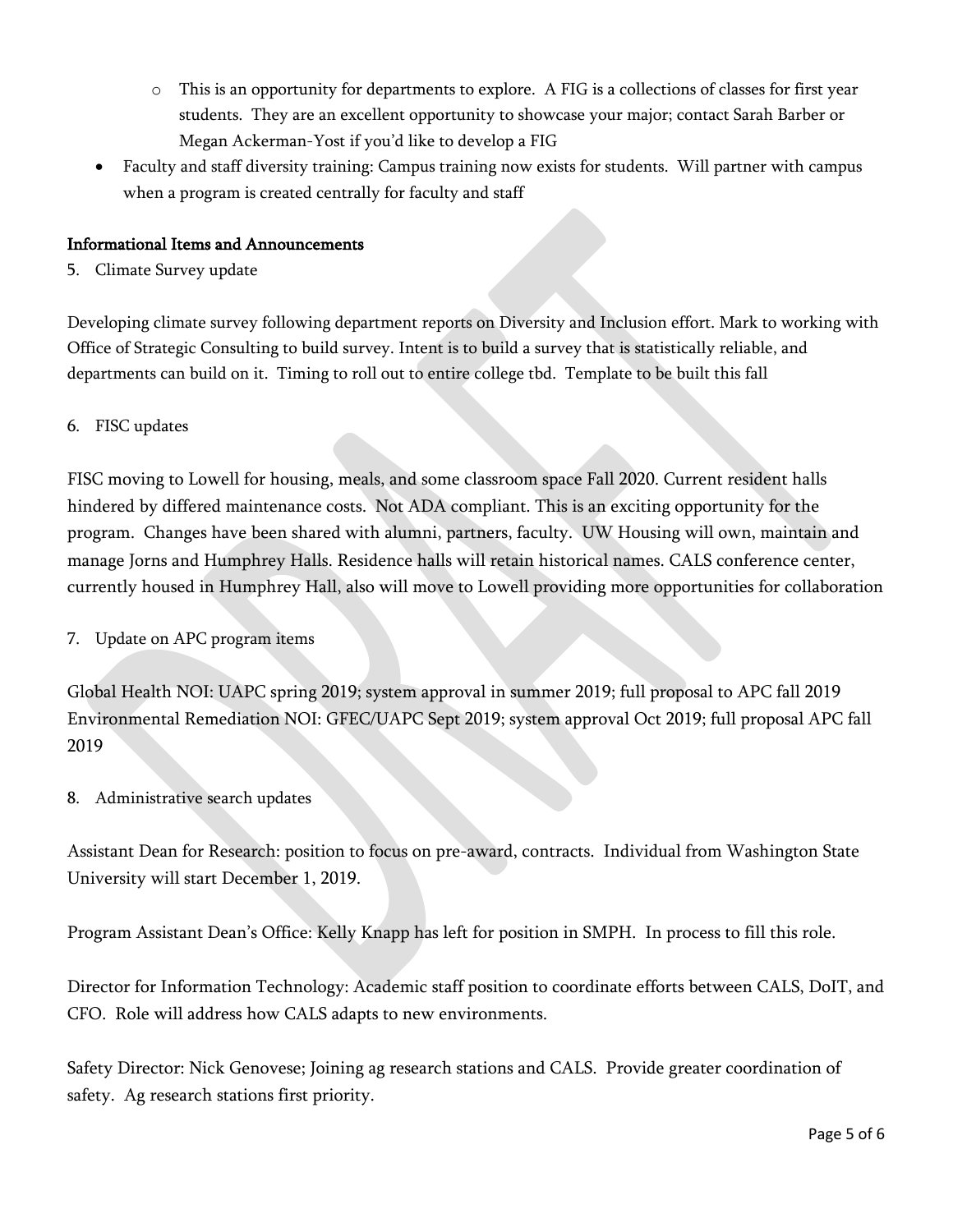- This is an opportunity for departments to explore. A FIG is a collections of classes for first year students. They are an excellent opportunity to showcase your major; contact Sarah Barber or Megan Ackerman-Yost if you'd like to develop a FIG
- Faculty and staff diversity training: Campus training now exists for students. Will partner with campus when a program is created centrally for faculty and staff

**Informational Items and Announcements**

5. Climate Survey update

Developing climate survey following department reports on Diversity and Inclusion effort. Mark to working with Office of Strategic Consulting to build survey. Intent is to build a survey that is statistically reliable, and departments can build on it. Timing to roll out to entire college tbd. Template to be built this fall

6. FISC updates

FISC moving to Lowell for housing, meals, and some classroom space Fall 2020. Current resident halls hindered by differed maintenance costs. Not ADA compliant. This is an exciting opportunity for the program. Changes have been shared with alumni, partners, faculty. UW Housing will own, maintain and manage Jorns and Humphrey Halls. Residence halls will retain historical names. CALS conference center, currently housed in Humphrey Hall, also will move to Lowell providing more opportunities for collaboration

7. Update on APC program items

Global Health NOI: UAPC spring 2019; system approval in summer 2019; full proposal to APC fall 2019
Environmental Remediation NOI: GFEC/UAPC Sept 2019; system approval Oct 2019; full proposal APC fall 2019

8. Administrative search updates

Assistant Dean for Research: position to focus on pre-award, contracts. Individual from Washington State University will start December 1, 2019.

Program Assistant Dean's Office: Kelly Knapp has left for position in SMPH. In process to fill this role.

Director for Information Technology: Academic staff position to coordinate efforts between CALS, DoIT, and CFO. Role will address how CALS adapts to new environments.

Safety Director: Nick Genovese; Joining ag research stations and CALS. Provide greater coordination of safety. Ag research stations first priority.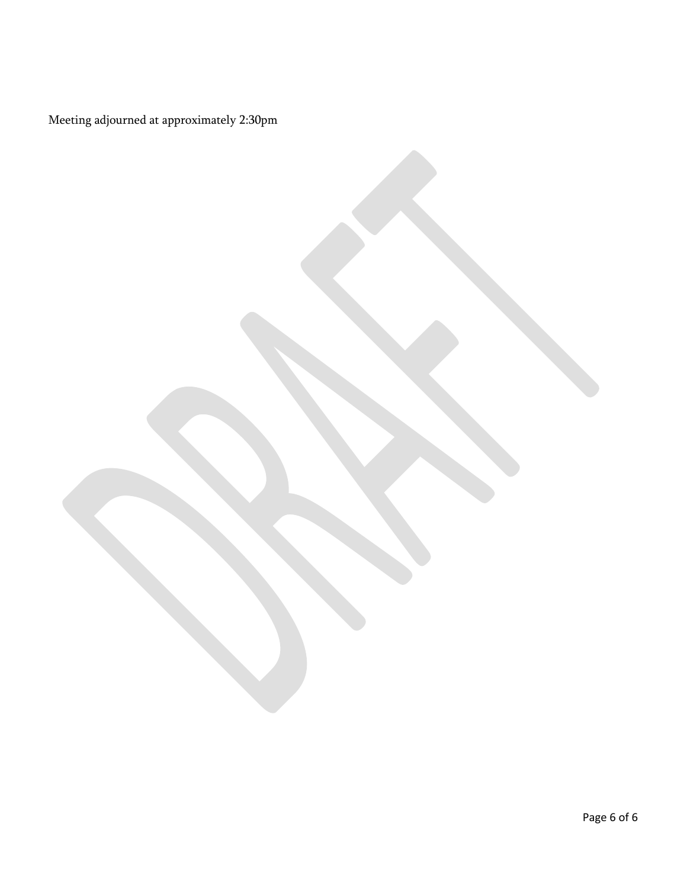Meeting adjourned at approximately 2:30pm